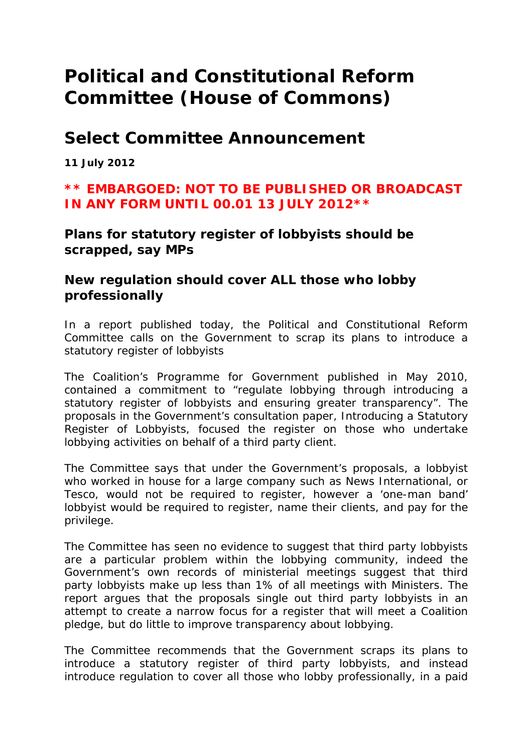# Political and Constitutional Reform Committee (House of Commons)

## Select Committee Announcement

**11 July 2012**

### ** EMBARGOED: NOT TO BE PUBLISHED OR BROADCAST IN ANY FORM UNTIL 00.01 13 JULY 2012**

### Plans for statutory register of lobbyists should be scrapped, say MPs

### New regulation should cover ALL those who lobby professionally

In a report published today, the Political and Constitutional Reform Committee calls on the Government to scrap its plans to introduce a statutory register of lobbyists

The Coalition's Programme for Government published in May 2010, contained a commitment to "regulate lobbying through introducing a statutory register of lobbyists and ensuring greater transparency". The proposals in the Government's consultation paper, Introducing a Statutory Register of Lobbyists, focused the register on those who undertake lobbying activities on behalf of a third party client.

The Committee says that under the Government's proposals, a lobbyist who worked in house for a large company such as News International, or Tesco, would not be required to register, however a 'one-man band' lobbyist would be required to register, name their clients, and pay for the privilege.

The Committee has seen no evidence to suggest that third party lobbyists are a particular problem within the lobbying community, indeed the Government's own records of ministerial meetings suggest that third party lobbyists make up less than 1% of all meetings with Ministers. The report argues that the proposals single out third party lobbyists in an attempt to create a narrow focus for a register that will meet a Coalition pledge, but do little to improve transparency about lobbying.

The Committee recommends that the Government scraps its plans to introduce a statutory register of third party lobbyists, and instead introduce regulation to cover all those who lobby professionally, in a paid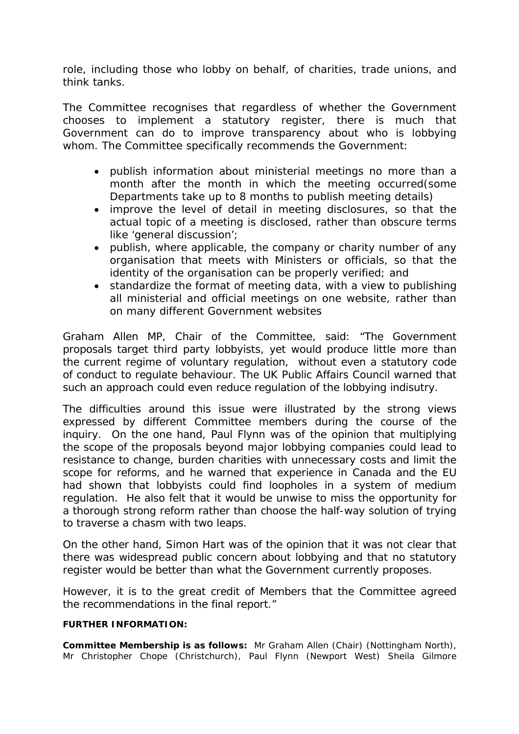role, including those who lobby on behalf, of charities, trade unions, and think tanks.

The Committee recognises that regardless of whether the Government chooses to implement a statutory register, there is much that Government can do to improve transparency about who is lobbying whom. The Committee specifically recommends the Government:

- publish information about ministerial meetings no more than a month after the month in which the meeting occurred(some Departments take up to 8 months to publish meeting details)
- improve the level of detail in meeting disclosures, so that the actual topic of a meeting is disclosed, rather than obscure terms like 'general discussion';
- publish, where applicable, the company or charity number of any organisation that meets with Ministers or officials, so that the identity of the organisation can be properly verified; and
- standardize the format of meeting data, with a view to publishing all ministerial and official meetings on one website, rather than on many different Government websites

Graham Allen MP, Chair of the Committee, said: "The Government proposals target third party lobbyists, yet would produce little more than the current regime of voluntary regulation, without even a statutory code of conduct to regulate behaviour. The UK Public Affairs Council warned that such an approach could even reduce regulation of the lobbying indisutry.

The difficulties around this issue were illustrated by the strong views expressed by different Committee members during the course of the inquiry. On the one hand, Paul Flynn was of the opinion that multiplying the scope of the proposals beyond major lobbying companies could lead to resistance to change, burden charities with unnecessary costs and limit the scope for reforms, and he warned that experience in Canada and the EU had shown that lobbyists could find loopholes in a system of medium regulation. He also felt that it would be unwise to miss the opportunity for a thorough strong reform rather than choose the half-way solution of trying to traverse a chasm with two leaps.

On the other hand, Simon Hart was of the opinion that it was not clear that there was widespread public concern about lobbying and that no statutory register would be better than what the Government currently proposes.

However, it is to the great credit of Members that the Committee agreed the recommendations in the final report."

**FURTHER INFORMATION:**

**Committee Membership is as follows:** Mr Graham Allen (Chair) (Nottingham North), Mr Christopher Chope (Christchurch), Paul Flynn (Newport West) Sheila Gilmore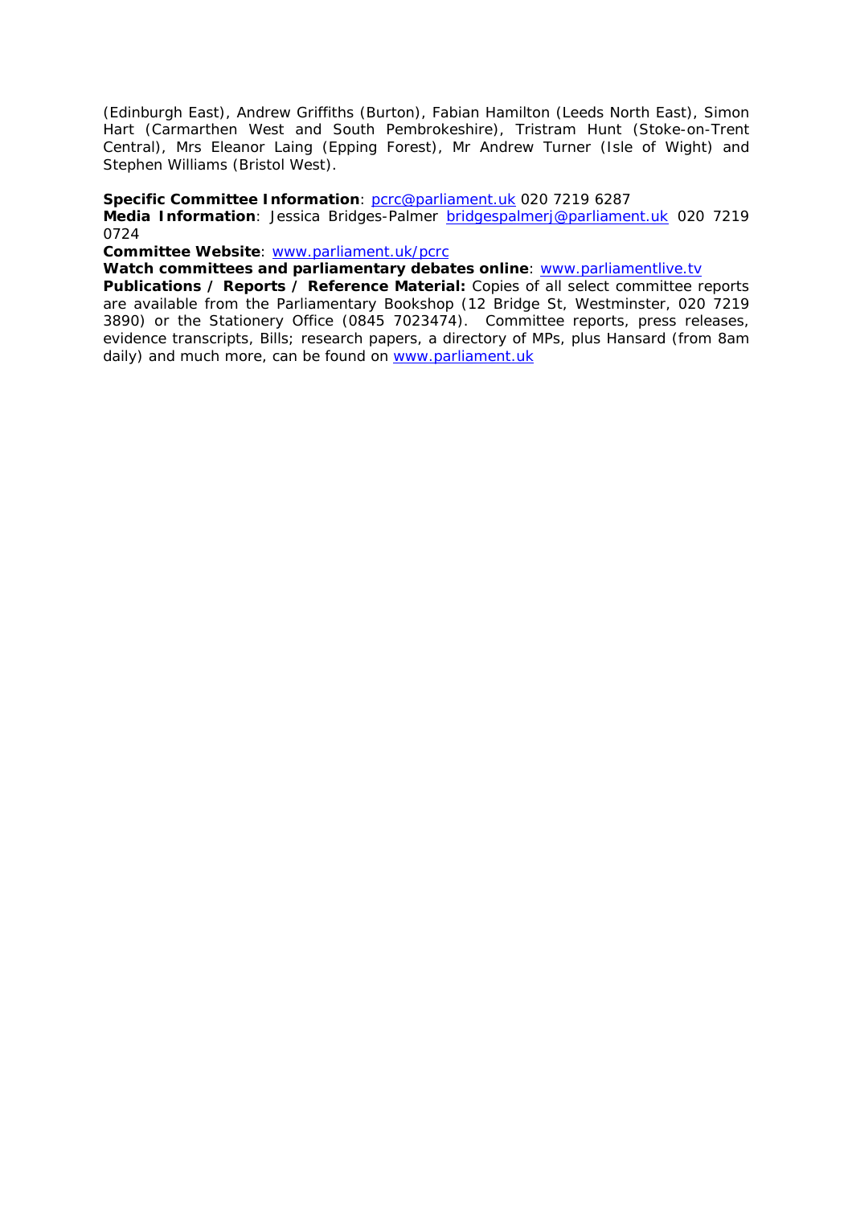(Edinburgh East), Andrew Griffiths (Burton), Fabian Hamilton (Leeds North East), Simon Hart (Carmarthen West and South Pembrokeshire), Tristram Hunt (Stoke-on-Trent Central), Mrs Eleanor Laing (Epping Forest), Mr Andrew Turner (Isle of Wight) and Stephen Williams (Bristol West).

**Specific Committee Information**: pcrc@parliament.uk 020 7219 6287
**Media Information**: Jessica Bridges-Palmer bridgespalmerj@parliament.uk 020 7219 0724
**Committee Website**: www.parliament.uk/pcrc
**Watch committees and parliamentary debates online**: www.parliamentlive.tv
**Publications / Reports / Reference Material:** Copies of all select committee reports are available from the Parliamentary Bookshop (12 Bridge St, Westminster, 020 7219 3890) or the Stationery Office (0845 7023474). Committee reports, press releases, evidence transcripts, Bills; research papers, a directory of MPs, plus Hansard (from 8am daily) and much more, can be found on www.parliament.uk